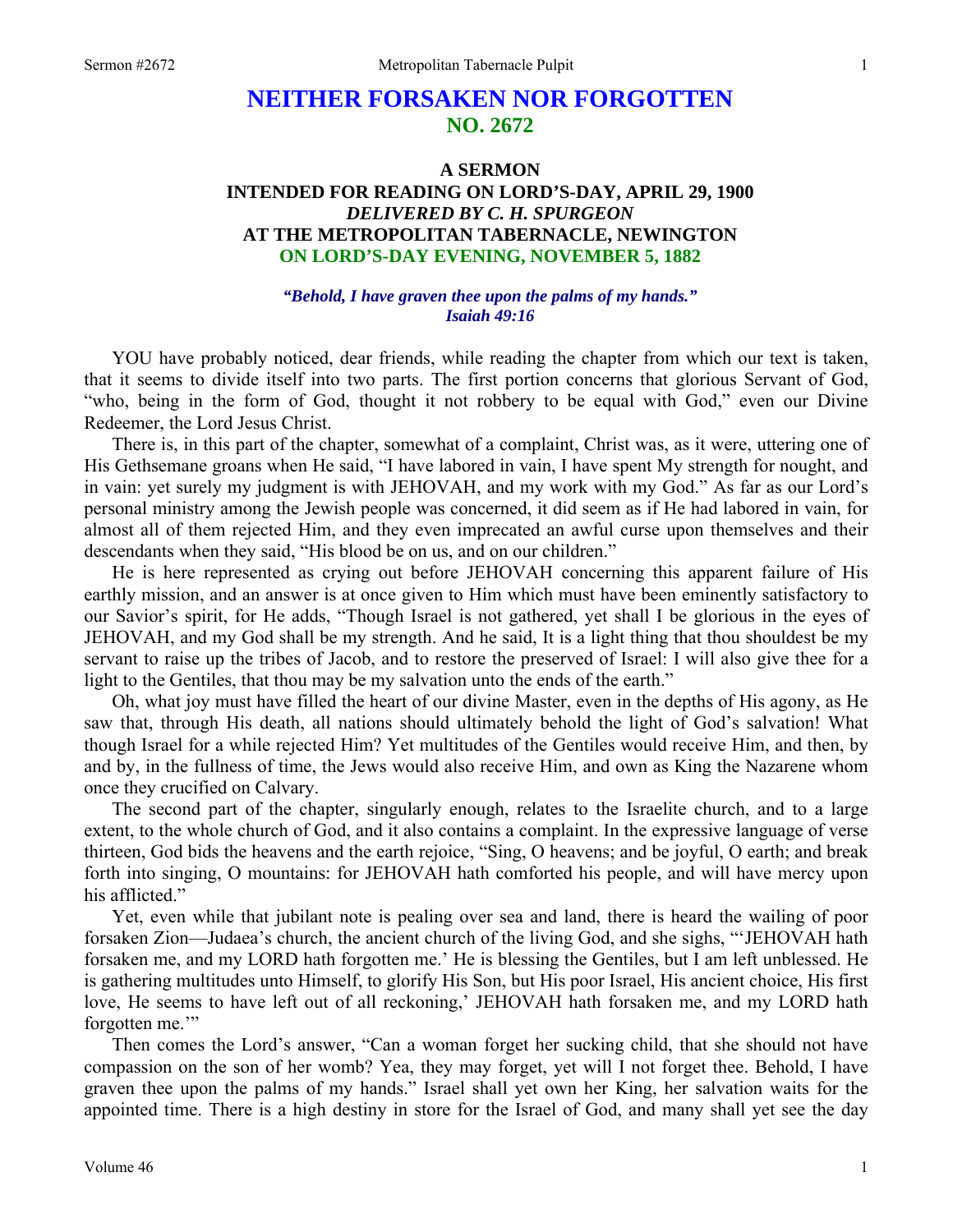# NEITHER FORSAKEN NOR FORGOTTEN
## NO. 2672

### A SERMON
### INTENDED FOR READING ON LORD'S-DAY, APRIL 29, 1900
### *DELIVERED BY C. H. SPURGEON*
### AT THE METROPOLITAN TABERNACLE, NEWINGTON
### ON LORD'S-DAY EVENING, NOVEMBER 5, 1882

***"Behold, I have graven thee upon the palms of my hands."***
***Isaiah 49:16***

YOU have probably noticed, dear friends, while reading the chapter from which our text is taken, that it seems to divide itself into two parts. The first portion concerns that glorious Servant of God, "who, being in the form of God, thought it not robbery to be equal with God," even our Divine Redeemer, the Lord Jesus Christ.

There is, in this part of the chapter, somewhat of a complaint, Christ was, as it were, uttering one of His Gethsemane groans when He said, "I have labored in vain, I have spent My strength for nought, and in vain: yet surely my judgment is with JEHOVAH, and my work with my God." As far as our Lord's personal ministry among the Jewish people was concerned, it did seem as if He had labored in vain, for almost all of them rejected Him, and they even imprecated an awful curse upon themselves and their descendants when they said, "His blood be on us, and on our children."

He is here represented as crying out before JEHOVAH concerning this apparent failure of His earthly mission, and an answer is at once given to Him which must have been eminently satisfactory to our Savior's spirit, for He adds, "Though Israel is not gathered, yet shall I be glorious in the eyes of JEHOVAH, and my God shall be my strength. And he said, It is a light thing that thou shouldest be my servant to raise up the tribes of Jacob, and to restore the preserved of Israel: I will also give thee for a light to the Gentiles, that thou may be my salvation unto the ends of the earth."

Oh, what joy must have filled the heart of our divine Master, even in the depths of His agony, as He saw that, through His death, all nations should ultimately behold the light of God's salvation! What though Israel for a while rejected Him? Yet multitudes of the Gentiles would receive Him, and then, by and by, in the fullness of time, the Jews would also receive Him, and own as King the Nazarene whom once they crucified on Calvary.

The second part of the chapter, singularly enough, relates to the Israelite church, and to a large extent, to the whole church of God, and it also contains a complaint. In the expressive language of verse thirteen, God bids the heavens and the earth rejoice, "Sing, O heavens; and be joyful, O earth; and break forth into singing, O mountains: for JEHOVAH hath comforted his people, and will have mercy upon his afflicted."

Yet, even while that jubilant note is pealing over sea and land, there is heard the wailing of poor forsaken Zion—Judaea's church, the ancient church of the living God, and she sighs, "'JEHOVAH hath forsaken me, and my LORD hath forgotten me.' He is blessing the Gentiles, but I am left unblessed. He is gathering multitudes unto Himself, to glorify His Son, but His poor Israel, His ancient choice, His first love, He seems to have left out of all reckoning,' JEHOVAH hath forsaken me, and my LORD hath forgotten me.'"

Then comes the Lord's answer, "Can a woman forget her sucking child, that she should not have compassion on the son of her womb? Yea, they may forget, yet will I not forget thee. Behold, I have graven thee upon the palms of my hands." Israel shall yet own her King, her salvation waits for the appointed time. There is a high destiny in store for the Israel of God, and many shall yet see the day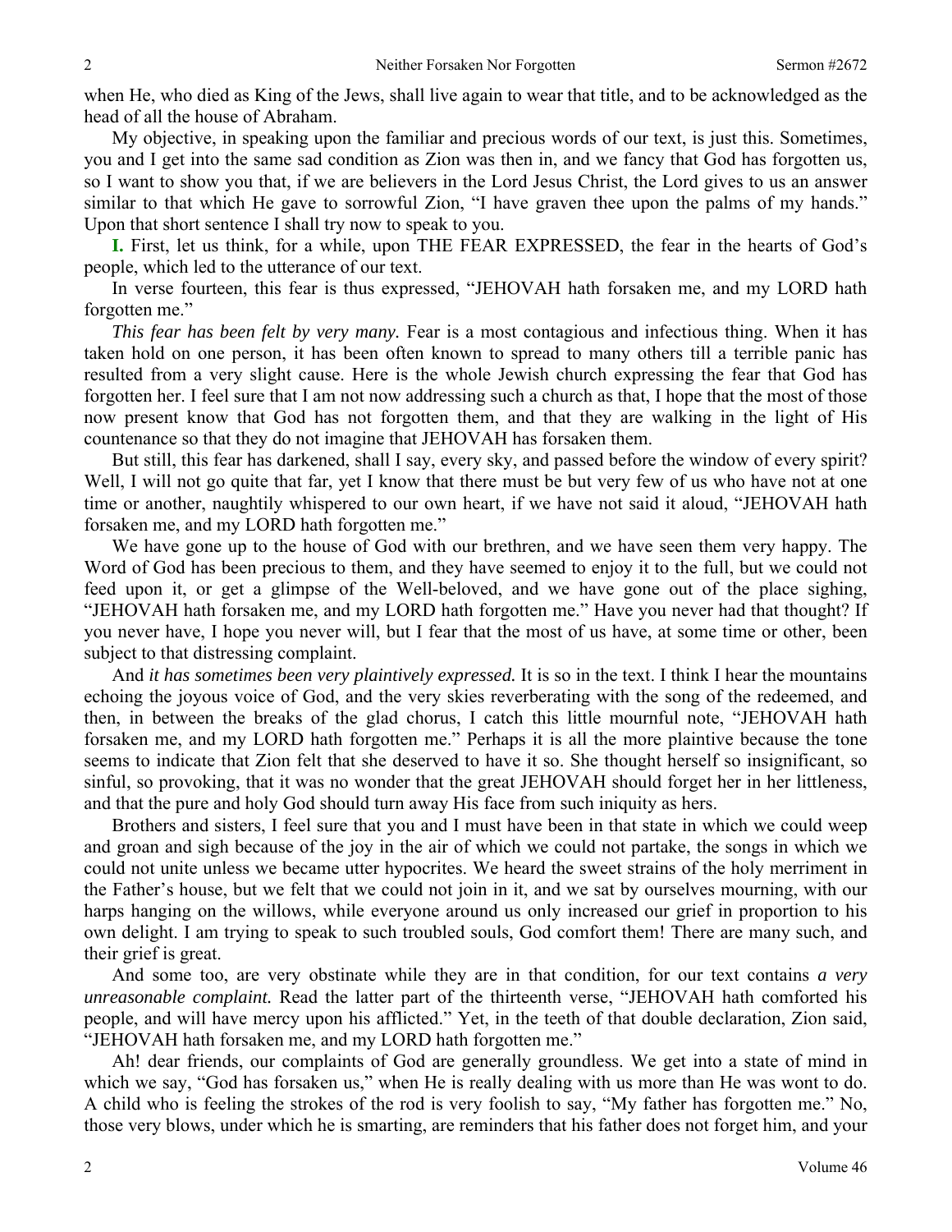when He, who died as King of the Jews, shall live again to wear that title, and to be acknowledged as the head of all the house of Abraham.

My objective, in speaking upon the familiar and precious words of our text, is just this. Sometimes, you and I get into the same sad condition as Zion was then in, and we fancy that God has forgotten us, so I want to show you that, if we are believers in the Lord Jesus Christ, the Lord gives to us an answer similar to that which He gave to sorrowful Zion, "I have graven thee upon the palms of my hands." Upon that short sentence I shall try now to speak to you.

**I.** First, let us think, for a while, upon THE FEAR EXPRESSED, the fear in the hearts of God's people, which led to the utterance of our text.

In verse fourteen, this fear is thus expressed, "JEHOVAH hath forsaken me, and my LORD hath forgotten me."

*This fear has been felt by very many.* Fear is a most contagious and infectious thing. When it has taken hold on one person, it has been often known to spread to many others till a terrible panic has resulted from a very slight cause. Here is the whole Jewish church expressing the fear that God has forgotten her. I feel sure that I am not now addressing such a church as that, I hope that the most of those now present know that God has not forgotten them, and that they are walking in the light of His countenance so that they do not imagine that JEHOVAH has forsaken them.

But still, this fear has darkened, shall I say, every sky, and passed before the window of every spirit? Well, I will not go quite that far, yet I know that there must be but very few of us who have not at one time or another, naughtily whispered to our own heart, if we have not said it aloud, "JEHOVAH hath forsaken me, and my LORD hath forgotten me."

We have gone up to the house of God with our brethren, and we have seen them very happy. The Word of God has been precious to them, and they have seemed to enjoy it to the full, but we could not feed upon it, or get a glimpse of the Well-beloved, and we have gone out of the place sighing, "JEHOVAH hath forsaken me, and my LORD hath forgotten me." Have you never had that thought? If you never have, I hope you never will, but I fear that the most of us have, at some time or other, been subject to that distressing complaint.

And *it has sometimes been very plaintively expressed.* It is so in the text. I think I hear the mountains echoing the joyous voice of God, and the very skies reverberating with the song of the redeemed, and then, in between the breaks of the glad chorus, I catch this little mournful note, "JEHOVAH hath forsaken me, and my LORD hath forgotten me." Perhaps it is all the more plaintive because the tone seems to indicate that Zion felt that she deserved to have it so. She thought herself so insignificant, so sinful, so provoking, that it was no wonder that the great JEHOVAH should forget her in her littleness, and that the pure and holy God should turn away His face from such iniquity as hers.

Brothers and sisters, I feel sure that you and I must have been in that state in which we could weep and groan and sigh because of the joy in the air of which we could not partake, the songs in which we could not unite unless we became utter hypocrites. We heard the sweet strains of the holy merriment in the Father's house, but we felt that we could not join in it, and we sat by ourselves mourning, with our harps hanging on the willows, while everyone around us only increased our grief in proportion to his own delight. I am trying to speak to such troubled souls, God comfort them! There are many such, and their grief is great.

And some too, are very obstinate while they are in that condition, for our text contains *a very unreasonable complaint.* Read the latter part of the thirteenth verse, "JEHOVAH hath comforted his people, and will have mercy upon his afflicted." Yet, in the teeth of that double declaration, Zion said, "JEHOVAH hath forsaken me, and my LORD hath forgotten me."

Ah! dear friends, our complaints of God are generally groundless. We get into a state of mind in which we say, "God has forsaken us," when He is really dealing with us more than He was wont to do. A child who is feeling the strokes of the rod is very foolish to say, "My father has forgotten me." No, those very blows, under which he is smarting, are reminders that his father does not forget him, and your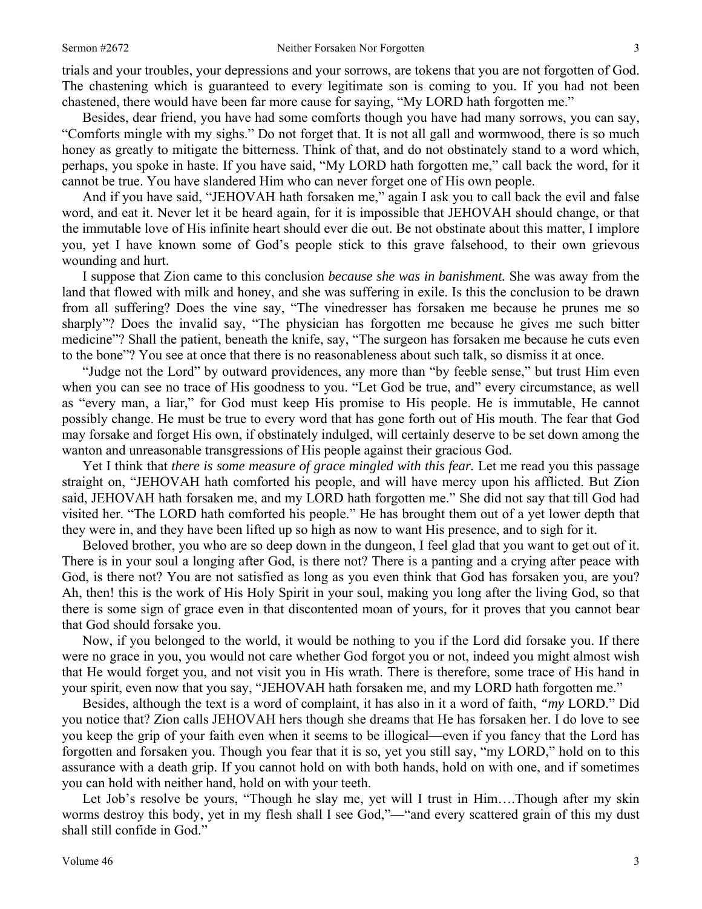trials and your troubles, your depressions and your sorrows, are tokens that you are not forgotten of God. The chastening which is guaranteed to every legitimate son is coming to you. If you had not been chastened, there would have been far more cause for saying, "My LORD hath forgotten me."

Besides, dear friend, you have had some comforts though you have had many sorrows, you can say, "Comforts mingle with my sighs." Do not forget that. It is not all gall and wormwood, there is so much honey as greatly to mitigate the bitterness. Think of that, and do not obstinately stand to a word which, perhaps, you spoke in haste. If you have said, "My LORD hath forgotten me," call back the word, for it cannot be true. You have slandered Him who can never forget one of His own people.

And if you have said, "JEHOVAH hath forsaken me," again I ask you to call back the evil and false word, and eat it. Never let it be heard again, for it is impossible that JEHOVAH should change, or that the immutable love of His infinite heart should ever die out. Be not obstinate about this matter, I implore you, yet I have known some of God's people stick to this grave falsehood, to their own grievous wounding and hurt.

I suppose that Zion came to this conclusion *because she was in banishment.* She was away from the land that flowed with milk and honey, and she was suffering in exile. Is this the conclusion to be drawn from all suffering? Does the vine say, "The vinedresser has forsaken me because he prunes me so sharply"? Does the invalid say, "The physician has forgotten me because he gives me such bitter medicine"? Shall the patient, beneath the knife, say, "The surgeon has forsaken me because he cuts even to the bone"? You see at once that there is no reasonableness about such talk, so dismiss it at once.

"Judge not the Lord" by outward providences, any more than "by feeble sense," but trust Him even when you can see no trace of His goodness to you. "Let God be true, and" every circumstance, as well as "every man, a liar," for God must keep His promise to His people. He is immutable, He cannot possibly change. He must be true to every word that has gone forth out of His mouth. The fear that God may forsake and forget His own, if obstinately indulged, will certainly deserve to be set down among the wanton and unreasonable transgressions of His people against their gracious God.

Yet I think that *there is some measure of grace mingled with this fear.* Let me read you this passage straight on, "JEHOVAH hath comforted his people, and will have mercy upon his afflicted. But Zion said, JEHOVAH hath forsaken me, and my LORD hath forgotten me." She did not say that till God had visited her. "The LORD hath comforted his people." He has brought them out of a yet lower depth that they were in, and they have been lifted up so high as now to want His presence, and to sigh for it.

Beloved brother, you who are so deep down in the dungeon, I feel glad that you want to get out of it. There is in your soul a longing after God, is there not? There is a panting and a crying after peace with God, is there not? You are not satisfied as long as you even think that God has forsaken you, are you? Ah, then! this is the work of His Holy Spirit in your soul, making you long after the living God, so that there is some sign of grace even in that discontented moan of yours, for it proves that you cannot bear that God should forsake you.

Now, if you belonged to the world, it would be nothing to you if the Lord did forsake you. If there were no grace in you, you would not care whether God forgot you or not, indeed you might almost wish that He would forget you, and not visit you in His wrath. There is therefore, some trace of His hand in your spirit, even now that you say, "JEHOVAH hath forsaken me, and my LORD hath forgotten me."

Besides, although the text is a word of complaint, it has also in it a word of faith, *"my* LORD." Did you notice that? Zion calls JEHOVAH hers though she dreams that He has forsaken her. I do love to see you keep the grip of your faith even when it seems to be illogical—even if you fancy that the Lord has forgotten and forsaken you. Though you fear that it is so, yet you still say, "my LORD," hold on to this assurance with a death grip. If you cannot hold on with both hands, hold on with one, and if sometimes you can hold with neither hand, hold on with your teeth.

Let Job's resolve be yours, "Though he slay me, yet will I trust in Him….Though after my skin worms destroy this body, yet in my flesh shall I see God,"—"and every scattered grain of this my dust shall still confide in God."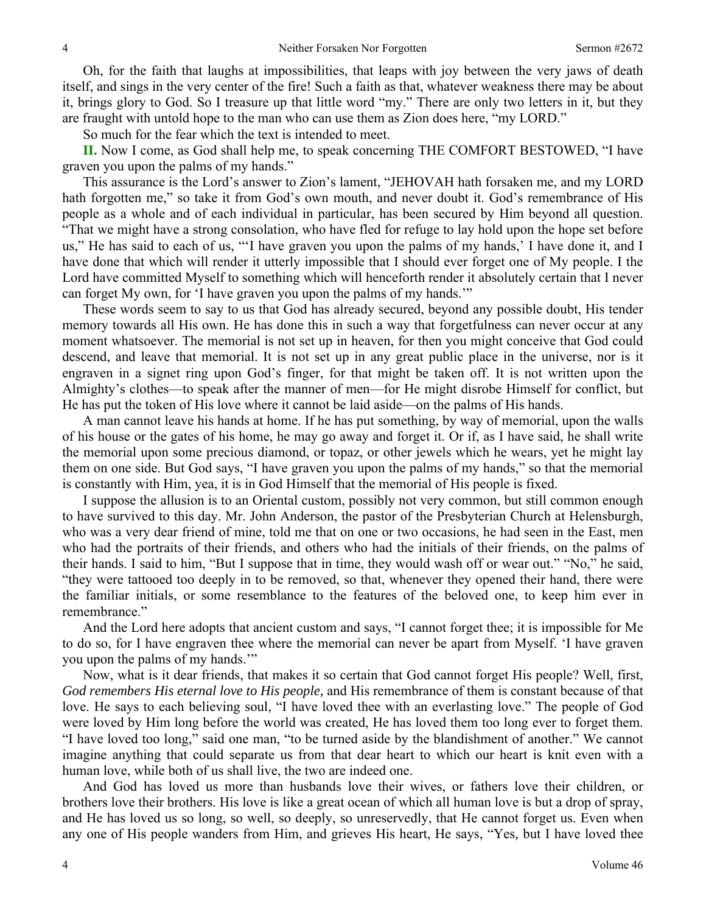Oh, for the faith that laughs at impossibilities, that leaps with joy between the very jaws of death itself, and sings in the very center of the fire! Such a faith as that, whatever weakness there may be about it, brings glory to God. So I treasure up that little word "my." There are only two letters in it, but they are fraught with untold hope to the man who can use them as Zion does here, "my LORD."

So much for the fear which the text is intended to meet.

**II.** Now I come, as God shall help me, to speak concerning THE COMFORT BESTOWED, "I have graven you upon the palms of my hands."

This assurance is the Lord's answer to Zion's lament, "JEHOVAH hath forsaken me, and my LORD hath forgotten me," so take it from God's own mouth, and never doubt it. God's remembrance of His people as a whole and of each individual in particular, has been secured by Him beyond all question. "That we might have a strong consolation, who have fled for refuge to lay hold upon the hope set before us," He has said to each of us, "'I have graven you upon the palms of my hands,' I have done it, and I have done that which will render it utterly impossible that I should ever forget one of My people. I the Lord have committed Myself to something which will henceforth render it absolutely certain that I never can forget My own, for 'I have graven you upon the palms of my hands.'"

These words seem to say to us that God has already secured, beyond any possible doubt, His tender memory towards all His own. He has done this in such a way that forgetfulness can never occur at any moment whatsoever. The memorial is not set up in heaven, for then you might conceive that God could descend, and leave that memorial. It is not set up in any great public place in the universe, nor is it engraven in a signet ring upon God's finger, for that might be taken off. It is not written upon the Almighty's clothes—to speak after the manner of men—for He might disrobe Himself for conflict, but He has put the token of His love where it cannot be laid aside—on the palms of His hands.

A man cannot leave his hands at home. If he has put something, by way of memorial, upon the walls of his house or the gates of his home, he may go away and forget it. Or if, as I have said, he shall write the memorial upon some precious diamond, or topaz, or other jewels which he wears, yet he might lay them on one side. But God says, "I have graven you upon the palms of my hands," so that the memorial is constantly with Him, yea, it is in God Himself that the memorial of His people is fixed.

I suppose the allusion is to an Oriental custom, possibly not very common, but still common enough to have survived to this day. Mr. John Anderson, the pastor of the Presbyterian Church at Helensburgh, who was a very dear friend of mine, told me that on one or two occasions, he had seen in the East, men who had the portraits of their friends, and others who had the initials of their friends, on the palms of their hands. I said to him, "But I suppose that in time, they would wash off or wear out." "No," he said, "they were tattooed too deeply in to be removed, so that, whenever they opened their hand, there were the familiar initials, or some resemblance to the features of the beloved one, to keep him ever in remembrance."

And the Lord here adopts that ancient custom and says, "I cannot forget thee; it is impossible for Me to do so, for I have engraven thee where the memorial can never be apart from Myself. 'I have graven you upon the palms of my hands.'"

Now, what is it dear friends, that makes it so certain that God cannot forget His people? Well, first, *God remembers His eternal love to His people,* and His remembrance of them is constant because of that love. He says to each believing soul, "I have loved thee with an everlasting love." The people of God were loved by Him long before the world was created, He has loved them too long ever to forget them. "I have loved too long," said one man, "to be turned aside by the blandishment of another." We cannot imagine anything that could separate us from that dear heart to which our heart is knit even with a human love, while both of us shall live, the two are indeed one.

And God has loved us more than husbands love their wives, or fathers love their children, or brothers love their brothers. His love is like a great ocean of which all human love is but a drop of spray, and He has loved us so long, so well, so deeply, so unreservedly, that He cannot forget us. Even when any one of His people wanders from Him, and grieves His heart, He says, "Yes, but I have loved thee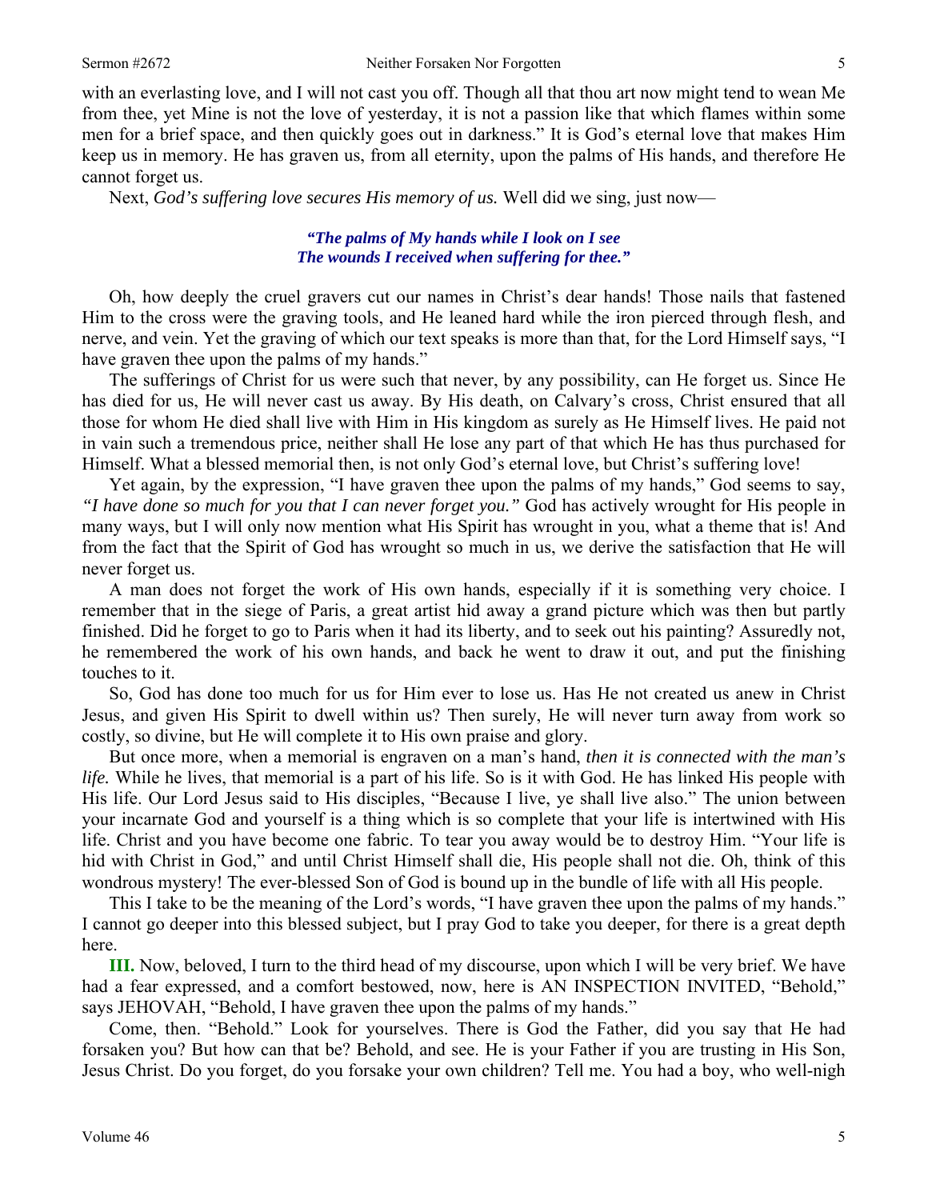with an everlasting love, and I will not cast you off. Though all that thou art now might tend to wean Me from thee, yet Mine is not the love of yesterday, it is not a passion like that which flames within some men for a brief space, and then quickly goes out in darkness." It is God's eternal love that makes Him keep us in memory. He has graven us, from all eternity, upon the palms of His hands, and therefore He cannot forget us.

Next, *God's suffering love secures His memory of us.* Well did we sing, just now—

> ***"The palms of My hands while I look on I see***
> ***The wounds I received when suffering for thee."***

Oh, how deeply the cruel gravers cut our names in Christ's dear hands! Those nails that fastened Him to the cross were the graving tools, and He leaned hard while the iron pierced through flesh, and nerve, and vein. Yet the graving of which our text speaks is more than that, for the Lord Himself says, "I have graven thee upon the palms of my hands."

The sufferings of Christ for us were such that never, by any possibility, can He forget us. Since He has died for us, He will never cast us away. By His death, on Calvary's cross, Christ ensured that all those for whom He died shall live with Him in His kingdom as surely as He Himself lives. He paid not in vain such a tremendous price, neither shall He lose any part of that which He has thus purchased for Himself. What a blessed memorial then, is not only God's eternal love, but Christ's suffering love!

Yet again, by the expression, "I have graven thee upon the palms of my hands," God seems to say, *"I have done so much for you that I can never forget you."* God has actively wrought for His people in many ways, but I will only now mention what His Spirit has wrought in you, what a theme that is! And from the fact that the Spirit of God has wrought so much in us, we derive the satisfaction that He will never forget us.

A man does not forget the work of His own hands, especially if it is something very choice. I remember that in the siege of Paris, a great artist hid away a grand picture which was then but partly finished. Did he forget to go to Paris when it had its liberty, and to seek out his painting? Assuredly not, he remembered the work of his own hands, and back he went to draw it out, and put the finishing touches to it.

So, God has done too much for us for Him ever to lose us. Has He not created us anew in Christ Jesus, and given His Spirit to dwell within us? Then surely, He will never turn away from work so costly, so divine, but He will complete it to His own praise and glory.

But once more, when a memorial is engraven on a man's hand, *then it is connected with the man's life.* While he lives, that memorial is a part of his life. So is it with God. He has linked His people with His life. Our Lord Jesus said to His disciples, "Because I live, ye shall live also." The union between your incarnate God and yourself is a thing which is so complete that your life is intertwined with His life. Christ and you have become one fabric. To tear you away would be to destroy Him. "Your life is hid with Christ in God," and until Christ Himself shall die, His people shall not die. Oh, think of this wondrous mystery! The ever-blessed Son of God is bound up in the bundle of life with all His people.

This I take to be the meaning of the Lord's words, "I have graven thee upon the palms of my hands." I cannot go deeper into this blessed subject, but I pray God to take you deeper, for there is a great depth here.

**III.** Now, beloved, I turn to the third head of my discourse, upon which I will be very brief. We have had a fear expressed, and a comfort bestowed, now, here is AN INSPECTION INVITED, "Behold," says JEHOVAH, "Behold, I have graven thee upon the palms of my hands."

Come, then. "Behold." Look for yourselves. There is God the Father, did you say that He had forsaken you? But how can that be? Behold, and see. He is your Father if you are trusting in His Son, Jesus Christ. Do you forget, do you forsake your own children? Tell me. You had a boy, who well-nigh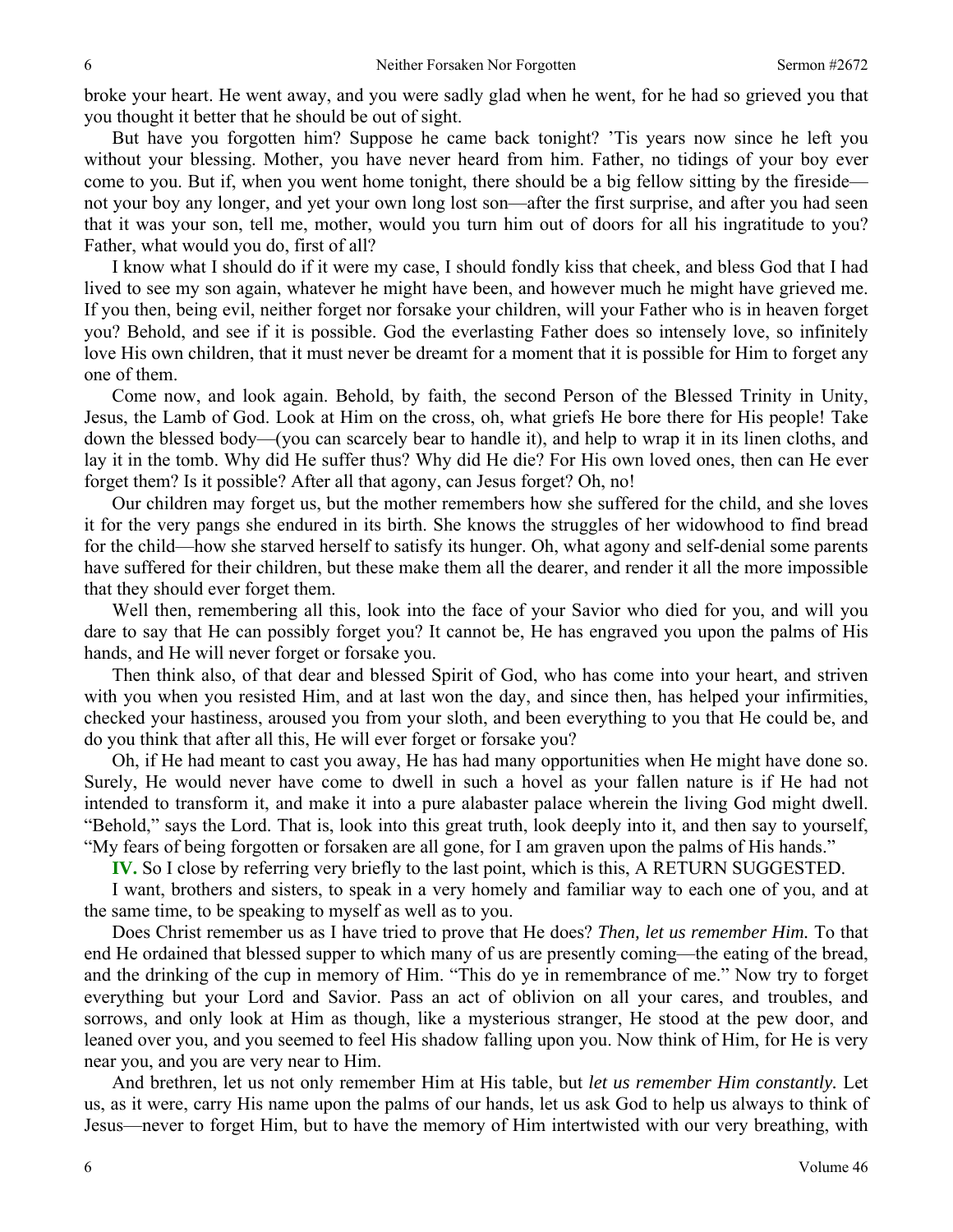broke your heart. He went away, and you were sadly glad when he went, for he had so grieved you that you thought it better that he should be out of sight.

But have you forgotten him? Suppose he came back tonight? 'Tis years now since he left you without your blessing. Mother, you have never heard from him. Father, no tidings of your boy ever come to you. But if, when you went home tonight, there should be a big fellow sitting by the fireside—not your boy any longer, and yet your own long lost son—after the first surprise, and after you had seen that it was your son, tell me, mother, would you turn him out of doors for all his ingratitude to you? Father, what would you do, first of all?

I know what I should do if it were my case, I should fondly kiss that cheek, and bless God that I had lived to see my son again, whatever he might have been, and however much he might have grieved me. If you then, being evil, neither forget nor forsake your children, will your Father who is in heaven forget you? Behold, and see if it is possible. God the everlasting Father does so intensely love, so infinitely love His own children, that it must never be dreamt for a moment that it is possible for Him to forget any one of them.

Come now, and look again. Behold, by faith, the second Person of the Blessed Trinity in Unity, Jesus, the Lamb of God. Look at Him on the cross, oh, what griefs He bore there for His people! Take down the blessed body—(you can scarcely bear to handle it), and help to wrap it in its linen cloths, and lay it in the tomb. Why did He suffer thus? Why did He die? For His own loved ones, then can He ever forget them? Is it possible? After all that agony, can Jesus forget? Oh, no!

Our children may forget us, but the mother remembers how she suffered for the child, and she loves it for the very pangs she endured in its birth. She knows the struggles of her widowhood to find bread for the child—how she starved herself to satisfy its hunger. Oh, what agony and self-denial some parents have suffered for their children, but these make them all the dearer, and render it all the more impossible that they should ever forget them.

Well then, remembering all this, look into the face of your Savior who died for you, and will you dare to say that He can possibly forget you? It cannot be, He has engraved you upon the palms of His hands, and He will never forget or forsake you.

Then think also, of that dear and blessed Spirit of God, who has come into your heart, and striven with you when you resisted Him, and at last won the day, and since then, has helped your infirmities, checked your hastiness, aroused you from your sloth, and been everything to you that He could be, and do you think that after all this, He will ever forget or forsake you?

Oh, if He had meant to cast you away, He has had many opportunities when He might have done so. Surely, He would never have come to dwell in such a hovel as your fallen nature is if He had not intended to transform it, and make it into a pure alabaster palace wherein the living God might dwell. "Behold," says the Lord. That is, look into this great truth, look deeply into it, and then say to yourself, "My fears of being forgotten or forsaken are all gone, for I am graven upon the palms of His hands."

**IV.** So I close by referring very briefly to the last point, which is this, A RETURN SUGGESTED.

I want, brothers and sisters, to speak in a very homely and familiar way to each one of you, and at the same time, to be speaking to myself as well as to you.

Does Christ remember us as I have tried to prove that He does? *Then, let us remember Him.* To that end He ordained that blessed supper to which many of us are presently coming—the eating of the bread, and the drinking of the cup in memory of Him. "This do ye in remembrance of me." Now try to forget everything but your Lord and Savior. Pass an act of oblivion on all your cares, and troubles, and sorrows, and only look at Him as though, like a mysterious stranger, He stood at the pew door, and leaned over you, and you seemed to feel His shadow falling upon you. Now think of Him, for He is very near you, and you are very near to Him.

And brethren, let us not only remember Him at His table, but *let us remember Him constantly.* Let us, as it were, carry His name upon the palms of our hands, let us ask God to help us always to think of Jesus—never to forget Him, but to have the memory of Him intertwisted with our very breathing, with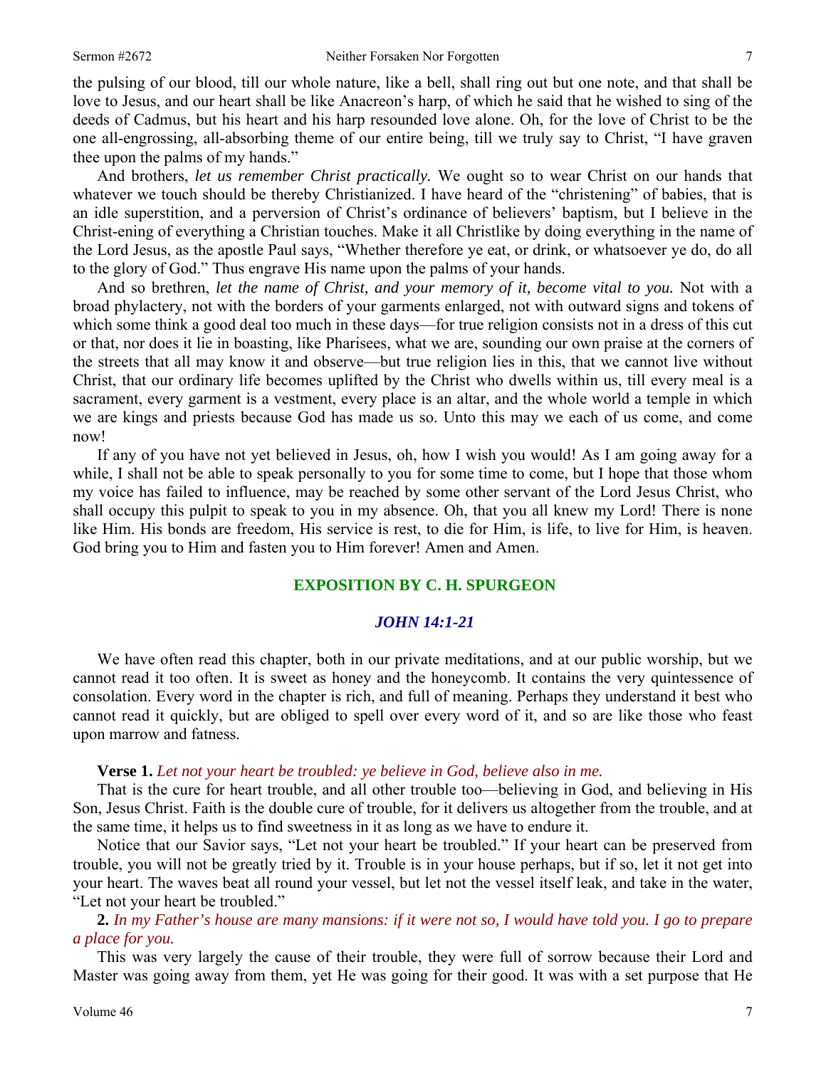the pulsing of our blood, till our whole nature, like a bell, shall ring out but one note, and that shall be love to Jesus, and our heart shall be like Anacreon's harp, of which he said that he wished to sing of the deeds of Cadmus, but his heart and his harp resounded love alone. Oh, for the love of Christ to be the one all-engrossing, all-absorbing theme of our entire being, till we truly say to Christ, "I have graven thee upon the palms of my hands."

And brothers, *let us remember Christ practically.* We ought so to wear Christ on our hands that whatever we touch should be thereby Christianized. I have heard of the "christening" of babies, that is an idle superstition, and a perversion of Christ's ordinance of believers' baptism, but I believe in the Christ-ening of everything a Christian touches. Make it all Christlike by doing everything in the name of the Lord Jesus, as the apostle Paul says, "Whether therefore ye eat, or drink, or whatsoever ye do, do all to the glory of God." Thus engrave His name upon the palms of your hands.

And so brethren, *let the name of Christ, and your memory of it, become vital to you.* Not with a broad phylactery, not with the borders of your garments enlarged, not with outward signs and tokens of which some think a good deal too much in these days—for true religion consists not in a dress of this cut or that, nor does it lie in boasting, like Pharisees, what we are, sounding our own praise at the corners of the streets that all may know it and observe—but true religion lies in this, that we cannot live without Christ, that our ordinary life becomes uplifted by the Christ who dwells within us, till every meal is a sacrament, every garment is a vestment, every place is an altar, and the whole world a temple in which we are kings and priests because God has made us so. Unto this may we each of us come, and come now!

If any of you have not yet believed in Jesus, oh, how I wish you would! As I am going away for a while, I shall not be able to speak personally to you for some time to come, but I hope that those whom my voice has failed to influence, may be reached by some other servant of the Lord Jesus Christ, who shall occupy this pulpit to speak to you in my absence. Oh, that you all knew my Lord! There is none like Him. His bonds are freedom, His service is rest, to die for Him, is life, to live for Him, is heaven. God bring you to Him and fasten you to Him forever! Amen and Amen.

## EXPOSITION BY C. H. SPURGEON

### *JOHN 14:1-21*

We have often read this chapter, both in our private meditations, and at our public worship, but we cannot read it too often. It is sweet as honey and the honeycomb. It contains the very quintessence of consolation. Every word in the chapter is rich, and full of meaning. Perhaps they understand it best who cannot read it quickly, but are obliged to spell over every word of it, and so are like those who feast upon marrow and fatness.

**Verse 1.** *Let not your heart be troubled: ye believe in God, believe also in me.*

That is the cure for heart trouble, and all other trouble too—believing in God, and believing in His Son, Jesus Christ. Faith is the double cure of trouble, for it delivers us altogether from the trouble, and at the same time, it helps us to find sweetness in it as long as we have to endure it.

Notice that our Savior says, "Let not your heart be troubled." If your heart can be preserved from trouble, you will not be greatly tried by it. Trouble is in your house perhaps, but if so, let it not get into your heart. The waves beat all round your vessel, but let not the vessel itself leak, and take in the water, "Let not your heart be troubled."

**2.** *In my Father's house are many mansions: if it were not so, I would have told you. I go to prepare a place for you.*

This was very largely the cause of their trouble, they were full of sorrow because their Lord and Master was going away from them, yet He was going for their good. It was with a set purpose that He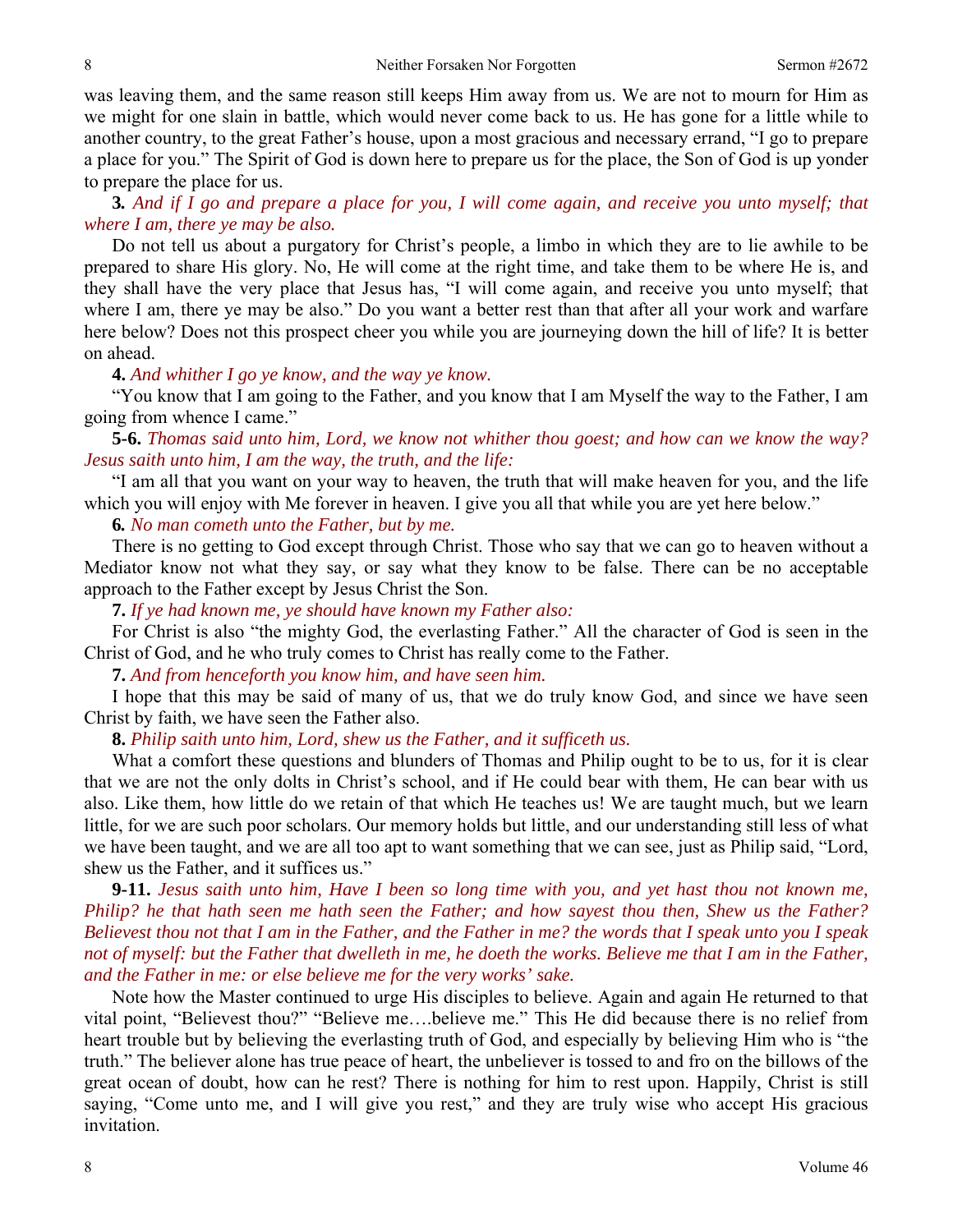was leaving them, and the same reason still keeps Him away from us. We are not to mourn for Him as we might for one slain in battle, which would never come back to us. He has gone for a little while to another country, to the great Father's house, upon a most gracious and necessary errand, "I go to prepare a place for you." The Spirit of God is down here to prepare us for the place, the Son of God is up yonder to prepare the place for us.

**3.** *And if I go and prepare a place for you, I will come again, and receive you unto myself; that where I am, there ye may be also.*

Do not tell us about a purgatory for Christ's people, a limbo in which they are to lie awhile to be prepared to share His glory. No, He will come at the right time, and take them to be where He is, and they shall have the very place that Jesus has, "I will come again, and receive you unto myself; that where I am, there ye may be also." Do you want a better rest than that after all your work and warfare here below? Does not this prospect cheer you while you are journeying down the hill of life? It is better on ahead.

**4.** *And whither I go ye know, and the way ye know.*

"You know that I am going to the Father, and you know that I am Myself the way to the Father, I am going from whence I came."

**5-6.** *Thomas said unto him, Lord, we know not whither thou goest; and how can we know the way? Jesus saith unto him, I am the way, the truth, and the life:*

"I am all that you want on your way to heaven, the truth that will make heaven for you, and the life which you will enjoy with Me forever in heaven. I give you all that while you are yet here below."

**6.** *No man cometh unto the Father, but by me.*

There is no getting to God except through Christ. Those who say that we can go to heaven without a Mediator know not what they say, or say what they know to be false. There can be no acceptable approach to the Father except by Jesus Christ the Son.

**7.** *If ye had known me, ye should have known my Father also:*

For Christ is also "the mighty God, the everlasting Father." All the character of God is seen in the Christ of God, and he who truly comes to Christ has really come to the Father.

**7.** *And from henceforth you know him, and have seen him.*

I hope that this may be said of many of us, that we do truly know God, and since we have seen Christ by faith, we have seen the Father also.

**8.** *Philip saith unto him, Lord, shew us the Father, and it sufficeth us.*

What a comfort these questions and blunders of Thomas and Philip ought to be to us, for it is clear that we are not the only dolts in Christ's school, and if He could bear with them, He can bear with us also. Like them, how little do we retain of that which He teaches us! We are taught much, but we learn little, for we are such poor scholars. Our memory holds but little, and our understanding still less of what we have been taught, and we are all too apt to want something that we can see, just as Philip said, "Lord, shew us the Father, and it suffices us."

**9-11.** *Jesus saith unto him, Have I been so long time with you, and yet hast thou not known me, Philip? he that hath seen me hath seen the Father; and how sayest thou then, Shew us the Father? Believest thou not that I am in the Father, and the Father in me? the words that I speak unto you I speak not of myself: but the Father that dwelleth in me, he doeth the works. Believe me that I am in the Father, and the Father in me: or else believe me for the very works' sake.*

Note how the Master continued to urge His disciples to believe. Again and again He returned to that vital point, "Believest thou?" "Believe me….believe me." This He did because there is no relief from heart trouble but by believing the everlasting truth of God, and especially by believing Him who is "the truth." The believer alone has true peace of heart, the unbeliever is tossed to and fro on the billows of the great ocean of doubt, how can he rest? There is nothing for him to rest upon. Happily, Christ is still saying, "Come unto me, and I will give you rest," and they are truly wise who accept His gracious invitation.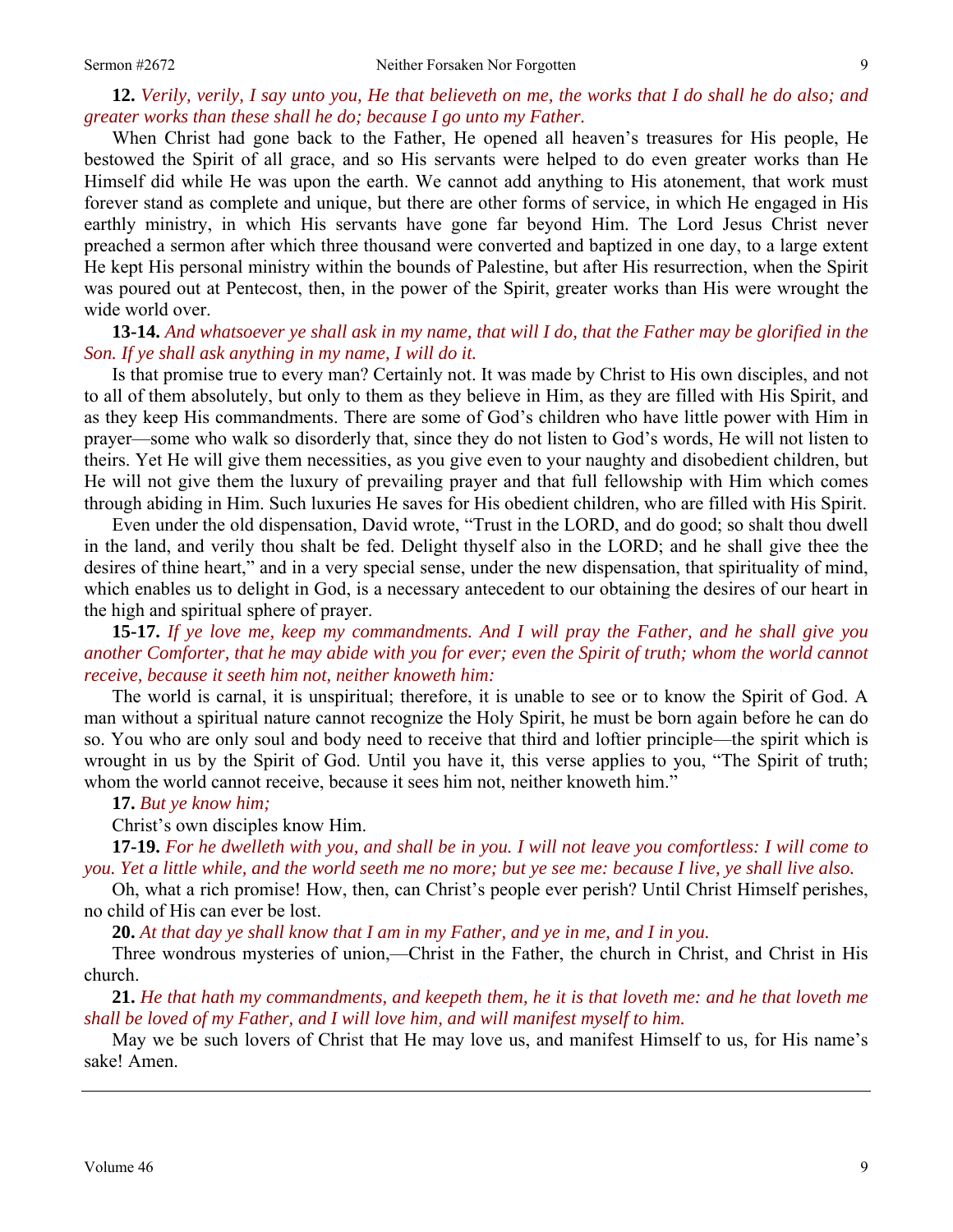**12.** *Verily, verily, I say unto you, He that believeth on me, the works that I do shall he do also; and greater works than these shall he do; because I go unto my Father.*

When Christ had gone back to the Father, He opened all heaven's treasures for His people, He bestowed the Spirit of all grace, and so His servants were helped to do even greater works than He Himself did while He was upon the earth. We cannot add anything to His atonement, that work must forever stand as complete and unique, but there are other forms of service, in which He engaged in His earthly ministry, in which His servants have gone far beyond Him. The Lord Jesus Christ never preached a sermon after which three thousand were converted and baptized in one day, to a large extent He kept His personal ministry within the bounds of Palestine, but after His resurrection, when the Spirit was poured out at Pentecost, then, in the power of the Spirit, greater works than His were wrought the wide world over.

**13-14.** *And whatsoever ye shall ask in my name, that will I do, that the Father may be glorified in the Son. If ye shall ask anything in my name, I will do it.*

Is that promise true to every man? Certainly not. It was made by Christ to His own disciples, and not to all of them absolutely, but only to them as they believe in Him, as they are filled with His Spirit, and as they keep His commandments. There are some of God's children who have little power with Him in prayer—some who walk so disorderly that, since they do not listen to God's words, He will not listen to theirs. Yet He will give them necessities, as you give even to your naughty and disobedient children, but He will not give them the luxury of prevailing prayer and that full fellowship with Him which comes through abiding in Him. Such luxuries He saves for His obedient children, who are filled with His Spirit.

Even under the old dispensation, David wrote, "Trust in the LORD, and do good; so shalt thou dwell in the land, and verily thou shalt be fed. Delight thyself also in the LORD; and he shall give thee the desires of thine heart," and in a very special sense, under the new dispensation, that spirituality of mind, which enables us to delight in God, is a necessary antecedent to our obtaining the desires of our heart in the high and spiritual sphere of prayer.

**15-17.** *If ye love me, keep my commandments. And I will pray the Father, and he shall give you another Comforter, that he may abide with you for ever; even the Spirit of truth; whom the world cannot receive, because it seeth him not, neither knoweth him:*

The world is carnal, it is unspiritual; therefore, it is unable to see or to know the Spirit of God. A man without a spiritual nature cannot recognize the Holy Spirit, he must be born again before he can do so. You who are only soul and body need to receive that third and loftier principle—the spirit which is wrought in us by the Spirit of God. Until you have it, this verse applies to you, "The Spirit of truth; whom the world cannot receive, because it sees him not, neither knoweth him."

**17.** *But ye know him;*

Christ's own disciples know Him.

**17-19.** *For he dwelleth with you, and shall be in you. I will not leave you comfortless: I will come to you. Yet a little while, and the world seeth me no more; but ye see me: because I live, ye shall live also.*

Oh, what a rich promise! How, then, can Christ's people ever perish? Until Christ Himself perishes, no child of His can ever be lost.

**20.** *At that day ye shall know that I am in my Father, and ye in me, and I in you.*

Three wondrous mysteries of union,—Christ in the Father, the church in Christ, and Christ in His church.

**21.** *He that hath my commandments, and keepeth them, he it is that loveth me: and he that loveth me shall be loved of my Father, and I will love him, and will manifest myself to him.*

May we be such lovers of Christ that He may love us, and manifest Himself to us, for His name's sake! Amen.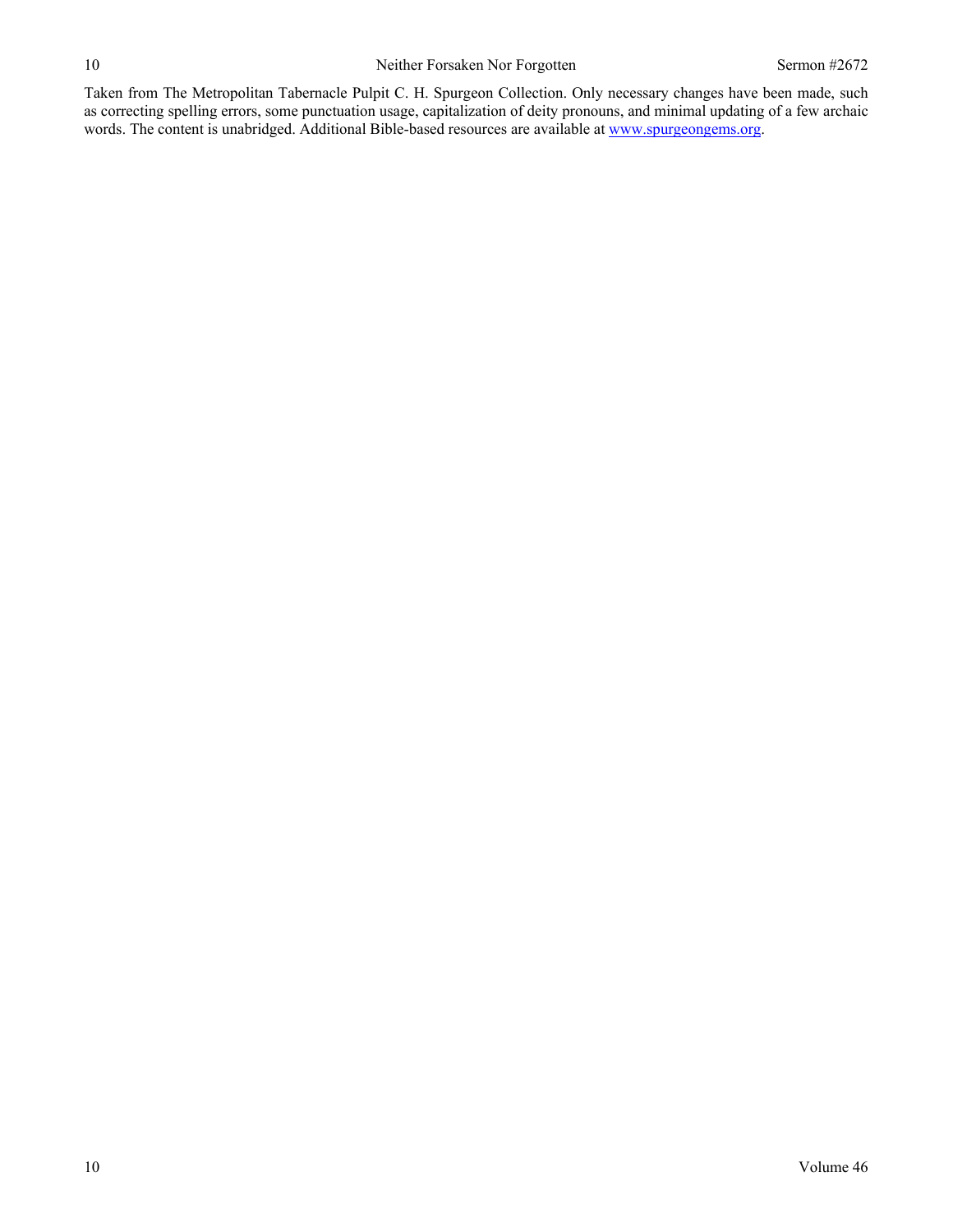Taken from The Metropolitan Tabernacle Pulpit C. H. Spurgeon Collection. Only necessary changes have been made, such as correcting spelling errors, some punctuation usage, capitalization of deity pronouns, and minimal updating of a few archaic words. The content is unabridged. Additional Bible-based resources are available at www.spurgeongems.org.